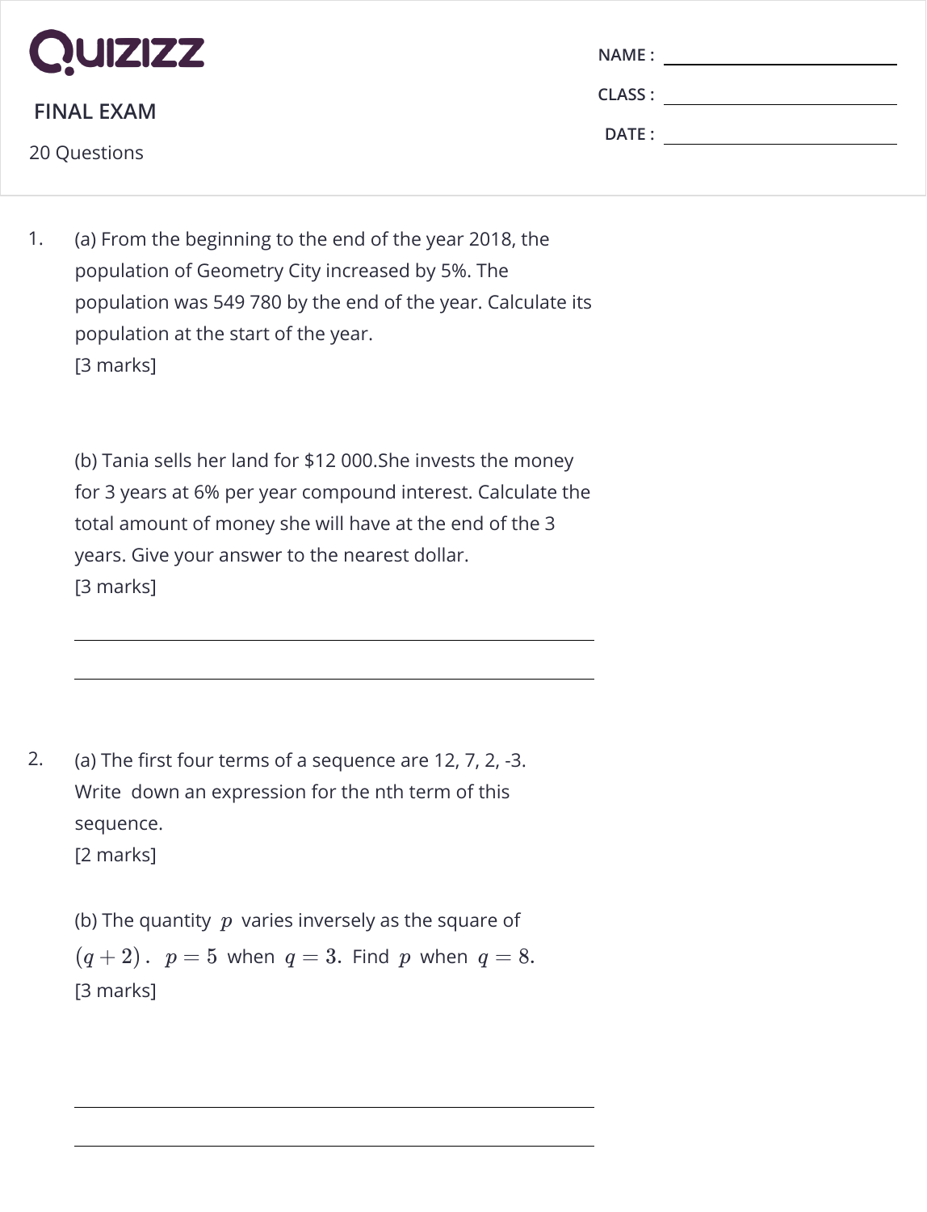# Quizizz

## FINAL EXAM

20 Questions

NAME :

CLASS :

DATE :

1. (a) From the beginning to the end of the year 2018, the population of Geometry City increased by 5%. The population was 549 780 by the end of the year. Calculate its population at the start of the year.
   [3 marks]

   (b) Tania sells her land for $12 000.She invests the money for 3 years at 6% per year compound interest. Calculate the total amount of money she will have at the end of the 3 years. Give your answer to the nearest dollar.
   [3 marks]

2. (a) The first four terms of a sequence are 12, 7, 2, -3. Write down an expression for the nth term of this sequence.
   [2 marks]

   (b) The quantity $p$ varies inversely as the square of $(q+2)$. $p=5$ when $q=3$. Find $p$ when $q=8$.
   [3 marks]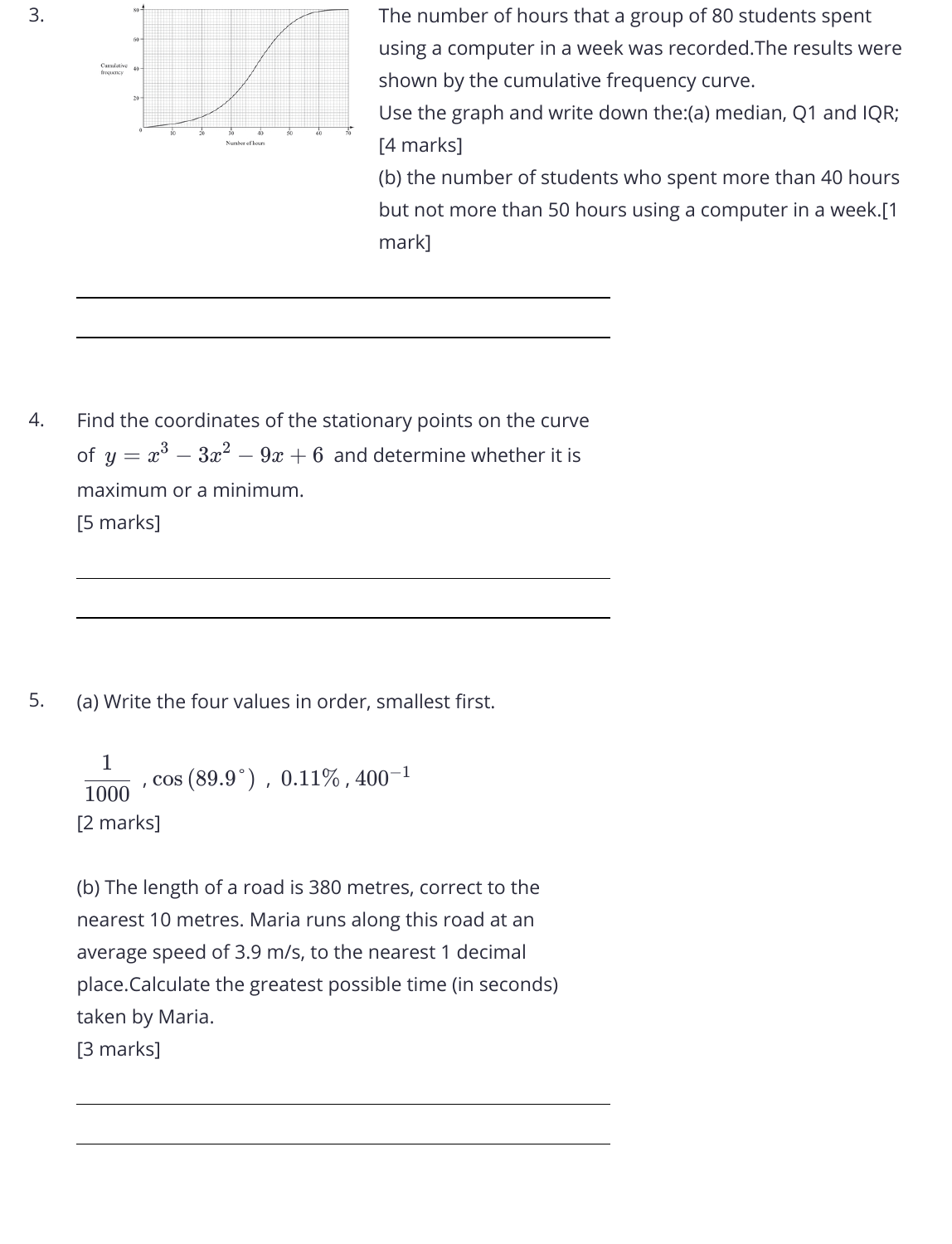3. The number of hours that a group of 80 students spent using a computer in a week was recorded.The results were shown by the cumulative frequency curve.

Use the graph and write down the:(a) median, Q1 and IQR; [4 marks]

(b) the number of students who spent more than 40 hours but not more than 50 hours using a computer in a week.[1 mark]

4. Find the coordinates of the stationary points on the curve of $y = x^3 - 3x^2 - 9x + 6$ and determine whether it is maximum or a minimum.

[5 marks]

5. (a) Write the four values in order, smallest first.

$\frac{1}{1000}$ , $\cos(89.9^\circ)$ , $0.11\%$ , $400^{-1}$

[2 marks]

(b) The length of a road is 380 metres, correct to the nearest 10 metres. Maria runs along this road at an average speed of 3.9 m/s, to the nearest 1 decimal place.Calculate the greatest possible time (in seconds) taken by Maria.

[3 marks]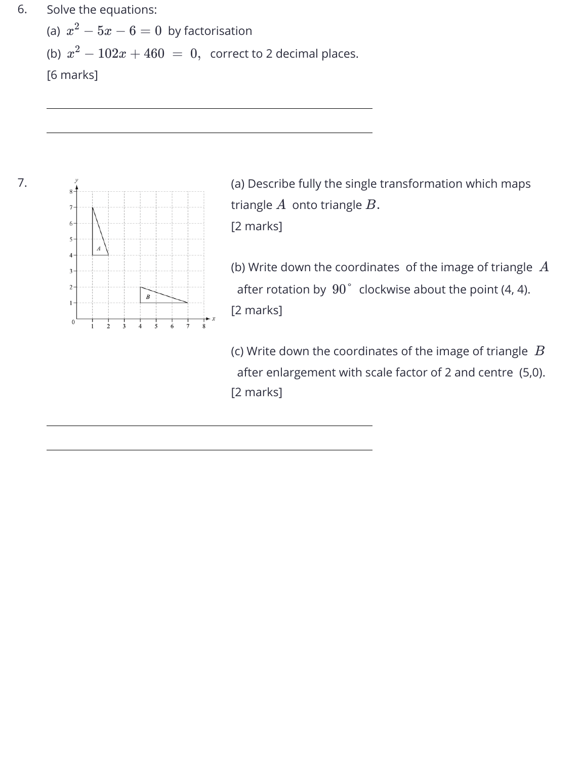6. Solve the equations:

(a) $x^2 - 5x - 6 = 0$ by factorisation

(b) $x^2 - 102x + 460 = 0$, correct to 2 decimal places.

[6 marks]

---

---

7. (a) Describe fully the single transformation which maps triangle $A$ onto triangle $B$.

[2 marks]

(b) Write down the coordinates of the image of triangle $A$ after rotation by $90^\circ$ clockwise about the point (4, 4).

[2 marks]

(c) Write down the coordinates of the image of triangle $B$ after enlargement with scale factor of 2 and centre (5,0).

[2 marks]

---

---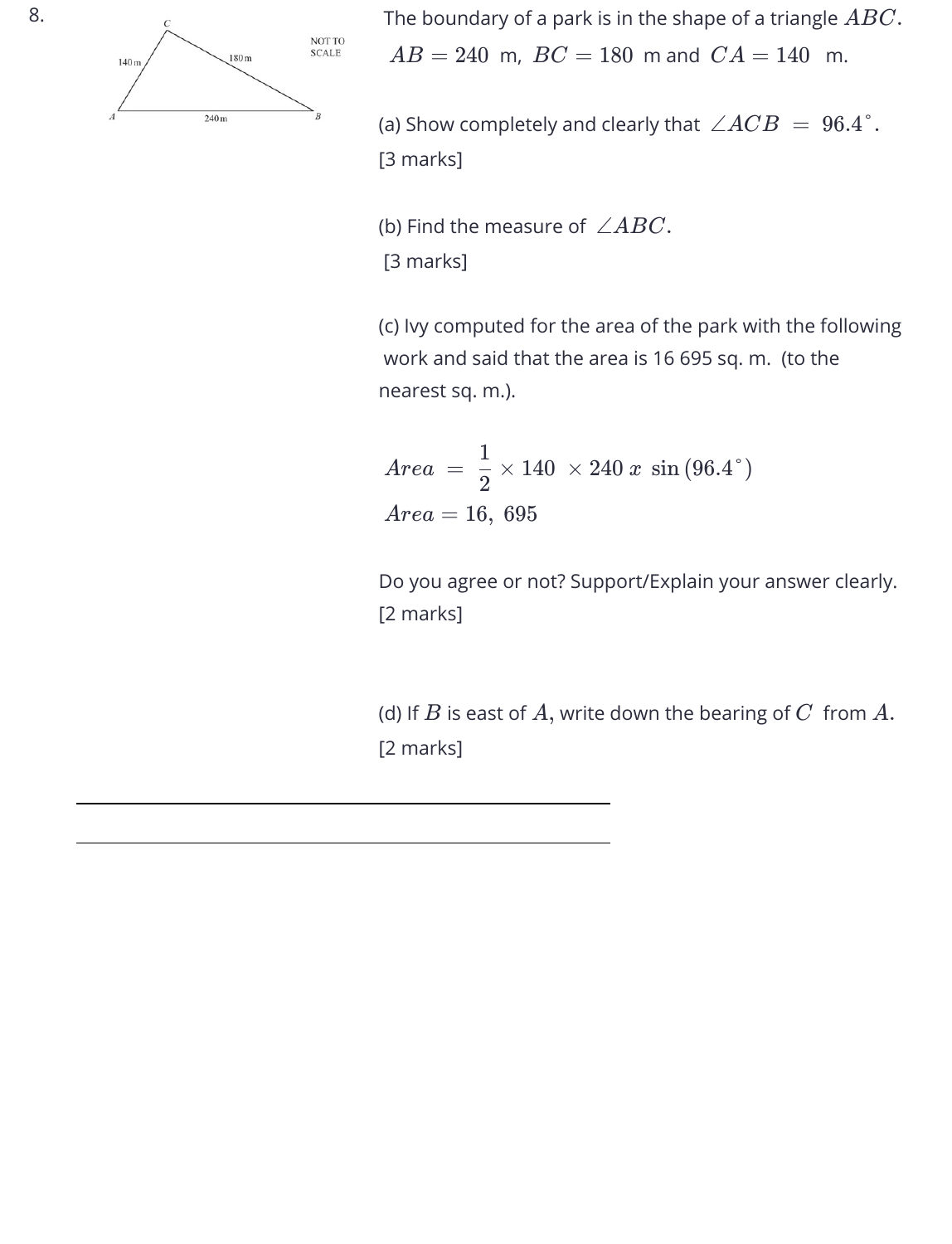8.

The boundary of a park is in the shape of a triangle $ABC$.

$AB = 240$ m, $BC = 180$ m and $CA = 140$ m.

(a) Show completely and clearly that $\angle ACB = 96.4^\circ$.
[3 marks]

(b) Find the measure of $\angle ABC$.
[3 marks]

(c) Ivy computed for the area of the park with the following work and said that the area is 16 695 sq. m. (to the nearest sq. m.).

$$Area = \frac{1}{2} \times 140 \times 240 \; x \; \sin(96.4^\circ)$$

$$Area = 16,\ 695$$

Do you agree or not? Support/Explain your answer clearly.
[2 marks]

(d) If $B$ is east of $A$, write down the bearing of $C$ from $A$.
[2 marks]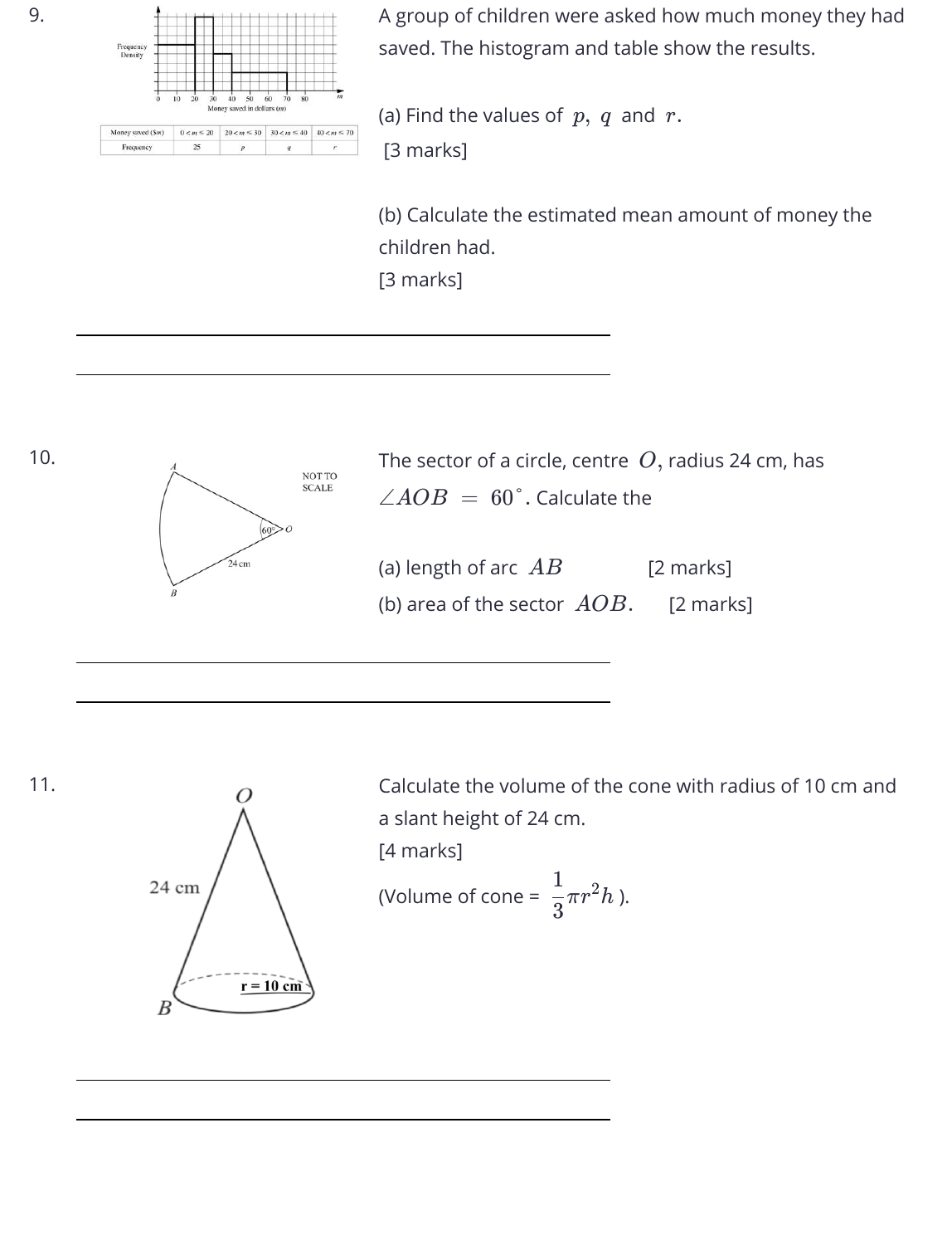9.

A group of children were asked how much money they had saved. The histogram and table show the results.

| Money saved (\$m) | $0 < m \leq 20$ | $20 < m \leq 30$ | $30 < m \leq 40$ | $40 < m \leq 70$ |
|---|---|---|---|---|
| Frequency | 25 | $p$ | $q$ | $r$ |

(a) Find the values of $p,\ q$ and $r$.
[3 marks]

(b) Calculate the estimated mean amount of money the children had.
[3 marks]

10.

The sector of a circle, centre $O$, radius 24 cm, has $\angle AOB = 60^{\circ}$. Calculate the

(a) length of arc $AB$ [2 marks]

(b) area of the sector $AOB$. [2 marks]

11.

Calculate the volume of the cone with radius of 10 cm and a slant height of 24 cm.
[4 marks]

(Volume of cone = $\frac{1}{3}\pi r^2 h$ ).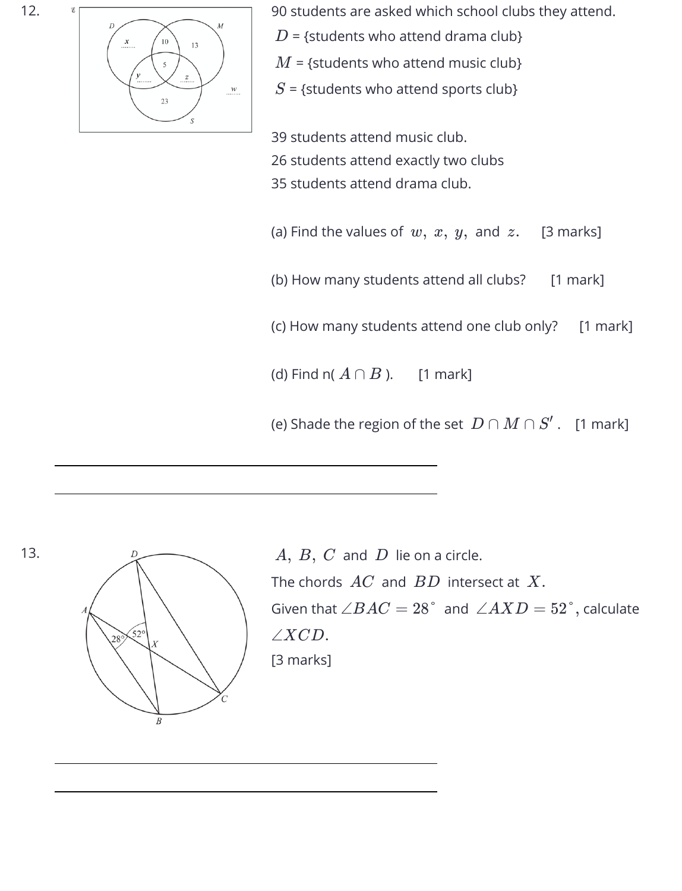12.

90 students are asked which school clubs they attend.

$D$ = {students who attend drama club}

$M$ = {students who attend music club}

$S$ = {students who attend sports club}

39 students attend music club.

26 students attend exactly two clubs

35 students attend drama club.

(a) Find the values of $w,\ x,\ y,$ and $z.$ [3 marks]

(b) How many students attend all clubs? [1 mark]

(c) How many students attend one club only? [1 mark]

(d) Find n( $A \cap B$ ). [1 mark]

(e) Shade the region of the set $D \cap M \cap S'$ . [1 mark]

13.

$A,\ B,\ C$ and $D$ lie on a circle.

The chords $AC$ and $BD$ intersect at $X.$

Given that $\angle BAC = 28^\circ$ and $\angle AXD = 52^\circ$, calculate $\angle XCD.$

[3 marks]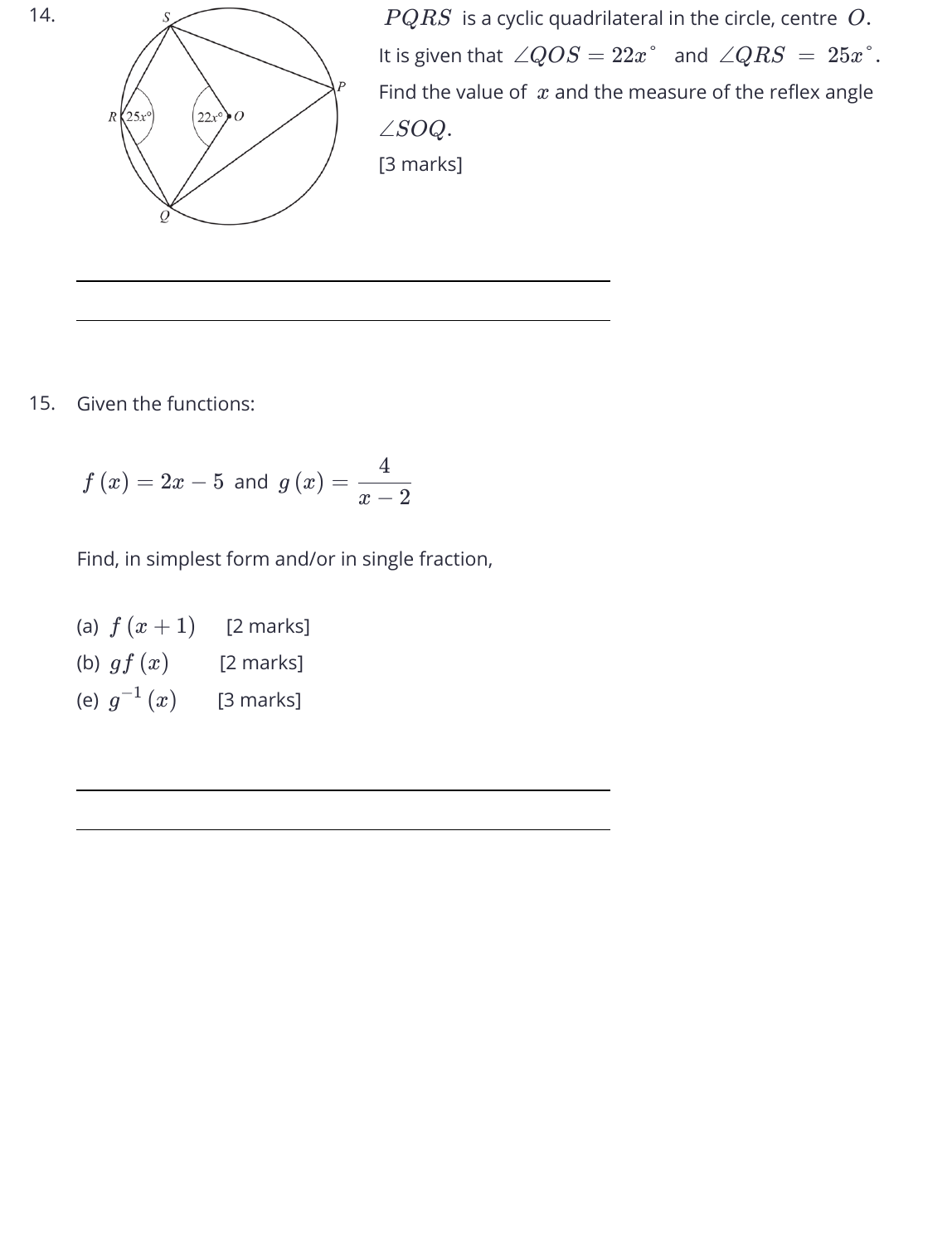14. $PQRS$ is a cyclic quadrilateral in the circle, centre $O$. It is given that $\angle QOS = 22x^\circ$ and $\angle QRS = 25x^\circ$. Find the value of $x$ and the measure of the reflex angle $\angle SOQ$.

[3 marks]

15. Given the functions:

$$f(x) = 2x - 5 \text{ and } g(x) = \frac{4}{x-2}$$

Find, in simplest form and/or in single fraction,

(a) $f(x+1)$ [2 marks]

(b) $gf(x)$ [2 marks]

(e) $g^{-1}(x)$ [3 marks]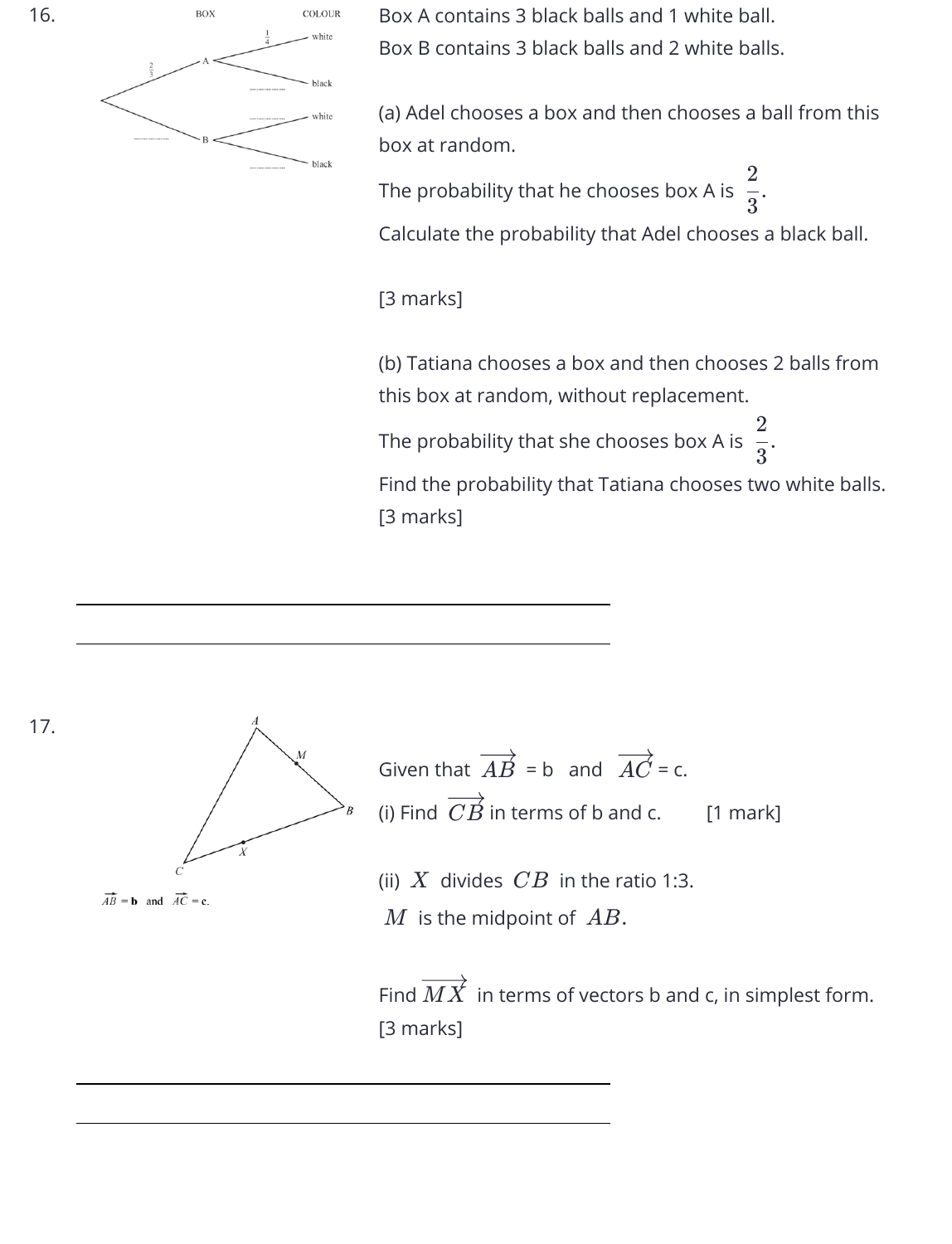16.

Box A contains 3 black balls and 1 white ball.

Box B contains 3 black balls and 2 white balls.

BOX COLOUR

A: $\frac{2}{3}$ — white: $\frac{1}{4}$, black: ..........

B: .......... — white: .........., black: ..........

(a) Adel chooses a box and then chooses a ball from this box at random.

The probability that he chooses box A is $\frac{2}{3}$.

Calculate the probability that Adel chooses a black ball.

[3 marks]

(b) Tatiana chooses a box and then chooses 2 balls from this box at random, without replacement.

The probability that she chooses box A is $\frac{2}{3}$.

Find the probability that Tatiana chooses two white balls.

[3 marks]

---

17.

$\overrightarrow{AB} = \mathbf{b}$ and $\overrightarrow{AC} = \mathbf{c}$.

Given that $\overrightarrow{AB}$ = b and $\overrightarrow{AC}$ = c.

(i) Find $\overrightarrow{CB}$ in terms of b and c. [1 mark]

(ii) $X$ divides $CB$ in the ratio 1:3.

$M$ is the midpoint of $AB$.

Find $\overrightarrow{MX}$ in terms of vectors b and c, in simplest form.

[3 marks]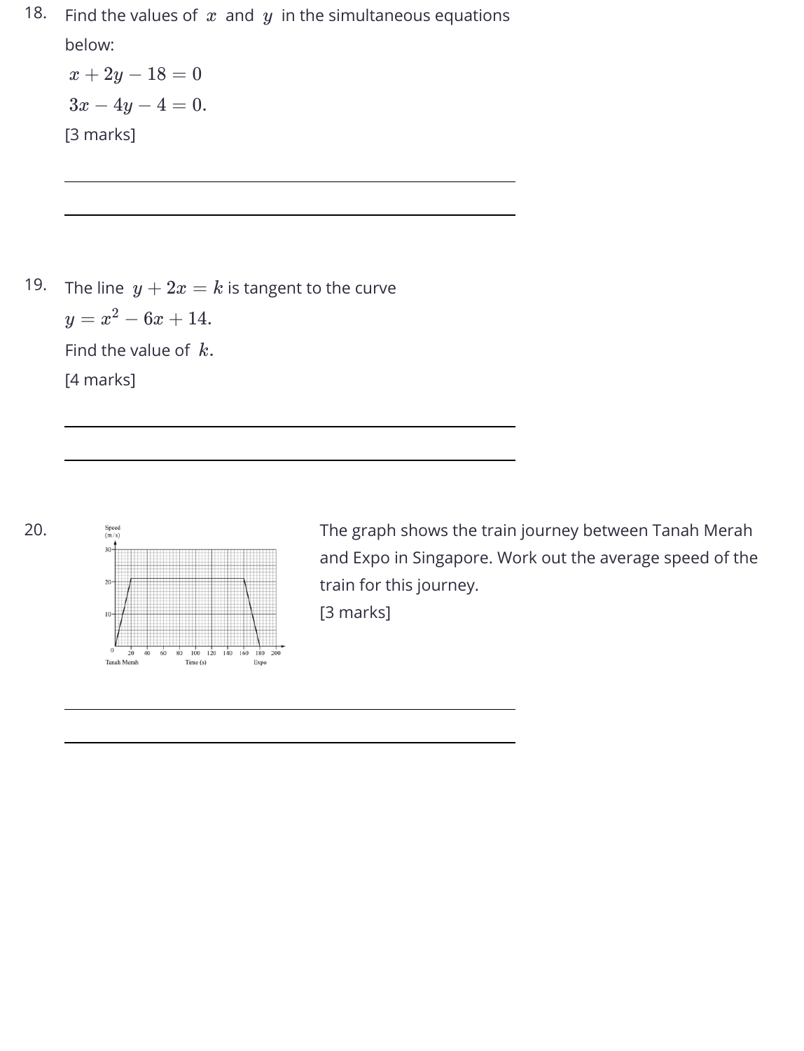18. Find the values of $x$ and $y$ in the simultaneous equations below:

$x + 2y - 18 = 0$

$3x - 4y - 4 = 0.$

[3 marks]

19. The line $y + 2x = k$ is tangent to the curve $y = x^2 - 6x + 14.$

Find the value of $k.$

[4 marks]

20. The graph shows the train journey between Tanah Merah and Expo in Singapore. Work out the average speed of the train for this journey.

[3 marks]

Speed (m/s)

30

20

10

0

20 40 60 80 100 120 140 160 180 200

Tanah Merah

Time (s)

Expo